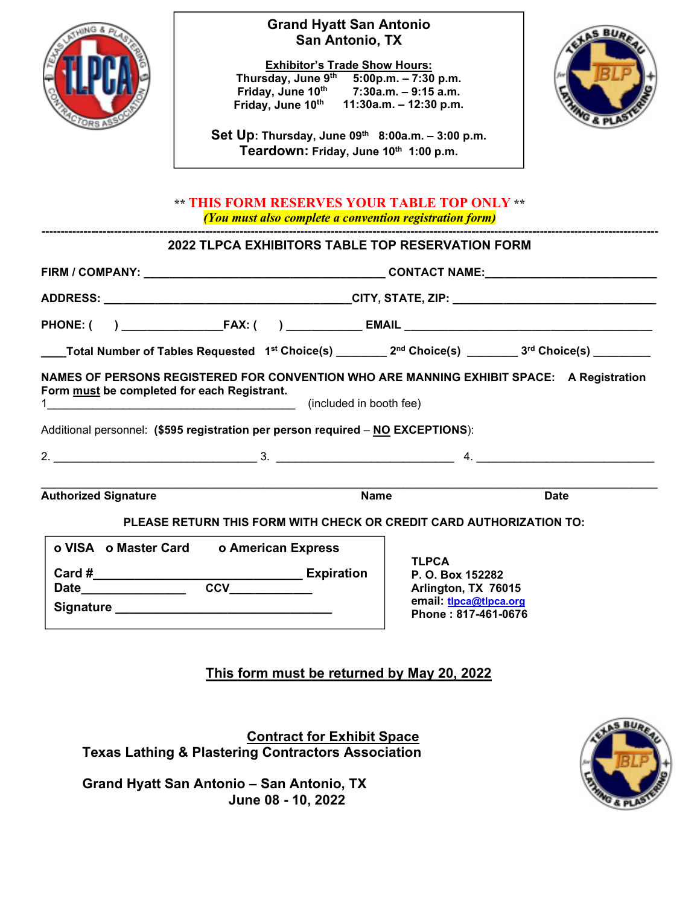**Grand Hyatt San Antonio**
**San Antonio, TX**

**Exhibitor's Trade Show Hours:**
**Thursday, June 9th 5:00p.m. – 7:30 p.m.**
**Friday, June 10th 7:30a.m. – 9:15 a.m.**
**Friday, June 10th 11:30a.m. – 12:30 p.m.**

**Set Up: Thursday, June 09th 8:00a.m. – 3:00 p.m.**
**Teardown: Friday, June 10th 1:00 p.m.**

**\*\* THIS FORM RESERVES YOUR TABLE TOP ONLY \*\***
***(You must also complete a convention registration form)***

---

## 2022 TLPCA EXHIBITORS TABLE TOP RESERVATION FORM

**FIRM / COMPANY:** ______________________________ **CONTACT NAME:** ______________________

**ADDRESS:** ______________________________ **CITY, STATE, ZIP:** ______________________

**PHONE: (  )** ______________ **FAX: (  )** ___________ **EMAIL** ______________________________

____**Total Number of Tables Requested** **1st Choice(s)** ________ **2nd Choice(s)** ________ **3rd Choice(s)** _________

**NAMES OF PERSONS REGISTERED FOR CONVENTION WHO ARE MANNING EXHIBIT SPACE: A Registration Form must be completed for each Registrant.**

1______________________________________ (included in booth fee)

Additional personnel: **($595 registration per person required – NO EXCEPTIONS)**:

2. ______________________________ 3. ___________________________ 4. ___________________________

______________________________________________________________________________

**Authorized Signature** **Name** **Date**

**PLEASE RETURN THIS FORM WITH CHECK OR CREDIT CARD AUTHORIZATION TO:**

**o VISA o Master Card o American Express**

**Card #**_____________________________ **Expiration Date**_______________ **CCV**____________

**Signature** _________________________________

**TLPCA**
**P. O. Box 152282**
**Arlington, TX 76015**
**email: tlpca@tlpca.org**
**Phone : 817-461-0676**

**This form must be returned by May 20, 2022**

## Contract for Exhibit Space

**Texas Lathing & Plastering Contractors Association**

**Grand Hyatt San Antonio – San Antonio, TX**
**June 08 - 10, 2022**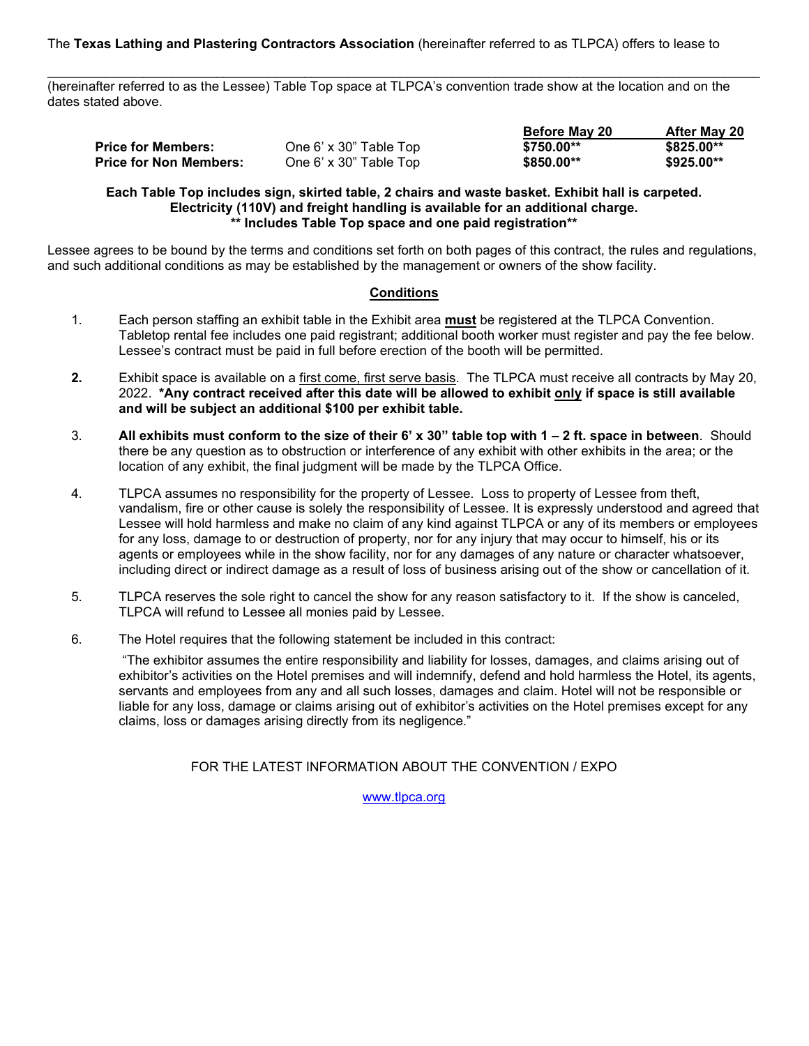The **Texas Lathing and Plastering Contractors Association** (hereinafter referred to as TLPCA) offers to lease to

\_\_\_\_\_\_\_\_\_\_\_\_\_\_\_\_\_\_\_\_\_\_\_\_\_\_\_\_\_\_\_\_\_\_\_\_\_\_\_\_\_\_\_\_\_\_\_\_\_\_\_\_\_\_\_\_\_\_\_\_\_\_\_\_\_\_\_\_\_\_\_\_\_\_\_\_\_\_\_\_

(hereinafter referred to as the Lessee) Table Top space at TLPCA's convention trade show at the location and on the dates stated above.

| | | Before May 20 | After May 20 |
|---|---|---|---|
| **Price for Members:** | One 6' x 30" Table Top | **$750.00\*\*** | **$825.00\*\*** |
| **Price for Non Members:** | One 6' x 30" Table Top | **$850.00\*\*** | **$925.00\*\*** |

**Each Table Top includes sign, skirted table, 2 chairs and waste basket. Exhibit hall is carpeted. Electricity (110V) and freight handling is available for an additional charge. \*\* Includes Table Top space and one paid registration\*\***

Lessee agrees to be bound by the terms and conditions set forth on both pages of this contract, the rules and regulations, and such additional conditions as may be established by the management or owners of the show facility.

## Conditions

1. Each person staffing an exhibit table in the Exhibit area **must** be registered at the TLPCA Convention. Tabletop rental fee includes one paid registrant; additional booth worker must register and pay the fee below. Lessee's contract must be paid in full before erection of the booth will be permitted.

2. Exhibit space is available on a first come, first serve basis. The TLPCA must receive all contracts by May 20, 2022. **\*Any contract received after this date will be allowed to exhibit only if space is still available and will be subject an additional $100 per exhibit table.**

3. **All exhibits must conform to the size of their 6' x 30" table top with 1 – 2 ft. space in between**. Should there be any question as to obstruction or interference of any exhibit with other exhibits in the area; or the location of any exhibit, the final judgment will be made by the TLPCA Office.

4. TLPCA assumes no responsibility for the property of Lessee. Loss to property of Lessee from theft, vandalism, fire or other cause is solely the responsibility of Lessee. It is expressly understood and agreed that Lessee will hold harmless and make no claim of any kind against TLPCA or any of its members or employees for any loss, damage to or destruction of property, nor for any injury that may occur to himself, his or its agents or employees while in the show facility, nor for any damages of any nature or character whatsoever, including direct or indirect damage as a result of loss of business arising out of the show or cancellation of it.

5. TLPCA reserves the sole right to cancel the show for any reason satisfactory to it. If the show is canceled, TLPCA will refund to Lessee all monies paid by Lessee.

6. The Hotel requires that the following statement be included in this contract:

   "The exhibitor assumes the entire responsibility and liability for losses, damages, and claims arising out of exhibitor's activities on the Hotel premises and will indemnify, defend and hold harmless the Hotel, its agents, servants and employees from any and all such losses, damages and claim. Hotel will not be responsible or liable for any loss, damage or claims arising out of exhibitor's activities on the Hotel premises except for any claims, loss or damages arising directly from its negligence."

FOR THE LATEST INFORMATION ABOUT THE CONVENTION / EXPO

www.tlpca.org